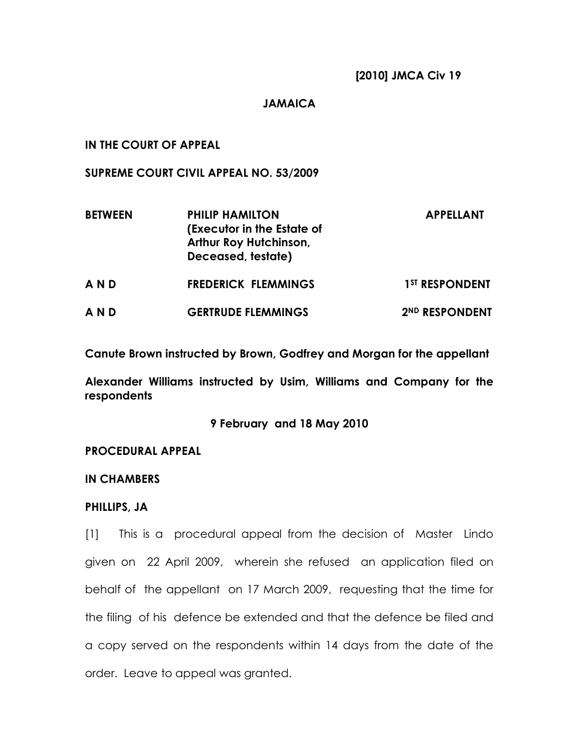**[2010] JMCA Civ 19**

**JAMAICA**

**IN THE COURT OF APPEAL**

**SUPREME COURT CIVIL APPEAL NO. 53/2009**

| | | |
|---|---|---|
| **BETWEEN** | **PHILIP HAMILTON (Executor in the Estate of Arthur Roy Hutchinson, Deceased, testate)** | **APPELLANT** |
| **A N D** | **FREDERICK FLEMMINGS** | **1ST RESPONDENT** |
| **A N D** | **GERTRUDE FLEMMINGS** | **2ND RESPONDENT** |

**Canute Brown instructed by Brown, Godfrey and Morgan for the appellant**

**Alexander Williams instructed by Usim, Williams and Company for the respondents**

**9 February and 18 May 2010**

**PROCEDURAL APPEAL**

**IN CHAMBERS**

**PHILLIPS, JA**

[1] This is a procedural appeal from the decision of Master Lindo given on 22 April 2009, wherein she refused an application filed on behalf of the appellant on 17 March 2009, requesting that the time for the filing of his defence be extended and that the defence be filed and a copy served on the respondents within 14 days from the date of the order. Leave to appeal was granted.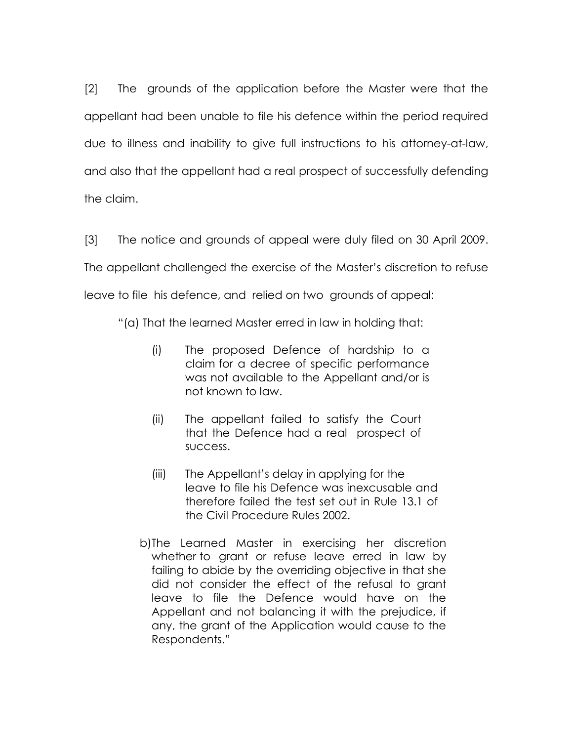[2] The grounds of the application before the Master were that the appellant had been unable to file his defence within the period required due to illness and inability to give full instructions to his attorney-at-law, and also that the appellant had a real prospect of successfully defending the claim.

[3] The notice and grounds of appeal were duly filed on 30 April 2009. The appellant challenged the exercise of the Master's discretion to refuse leave to file his defence, and relied on two grounds of appeal:

> "(a) That the learned Master erred in law in holding that:
>
> > (i) The proposed Defence of hardship to a claim for a decree of specific performance was not available to the Appellant and/or is not known to law.
> >
> > (ii) The appellant failed to satisfy the Court that the Defence had a real prospect of success.
> >
> > (iii) The Appellant's delay in applying for the leave to file his Defence was inexcusable and therefore failed the test set out in Rule 13.1 of the Civil Procedure Rules 2002.
>
> b) The Learned Master in exercising her discretion whether to grant or refuse leave erred in law by failing to abide by the overriding objective in that she did not consider the effect of the refusal to grant leave to file the Defence would have on the Appellant and not balancing it with the prejudice, if any, the grant of the Application would cause to the Respondents."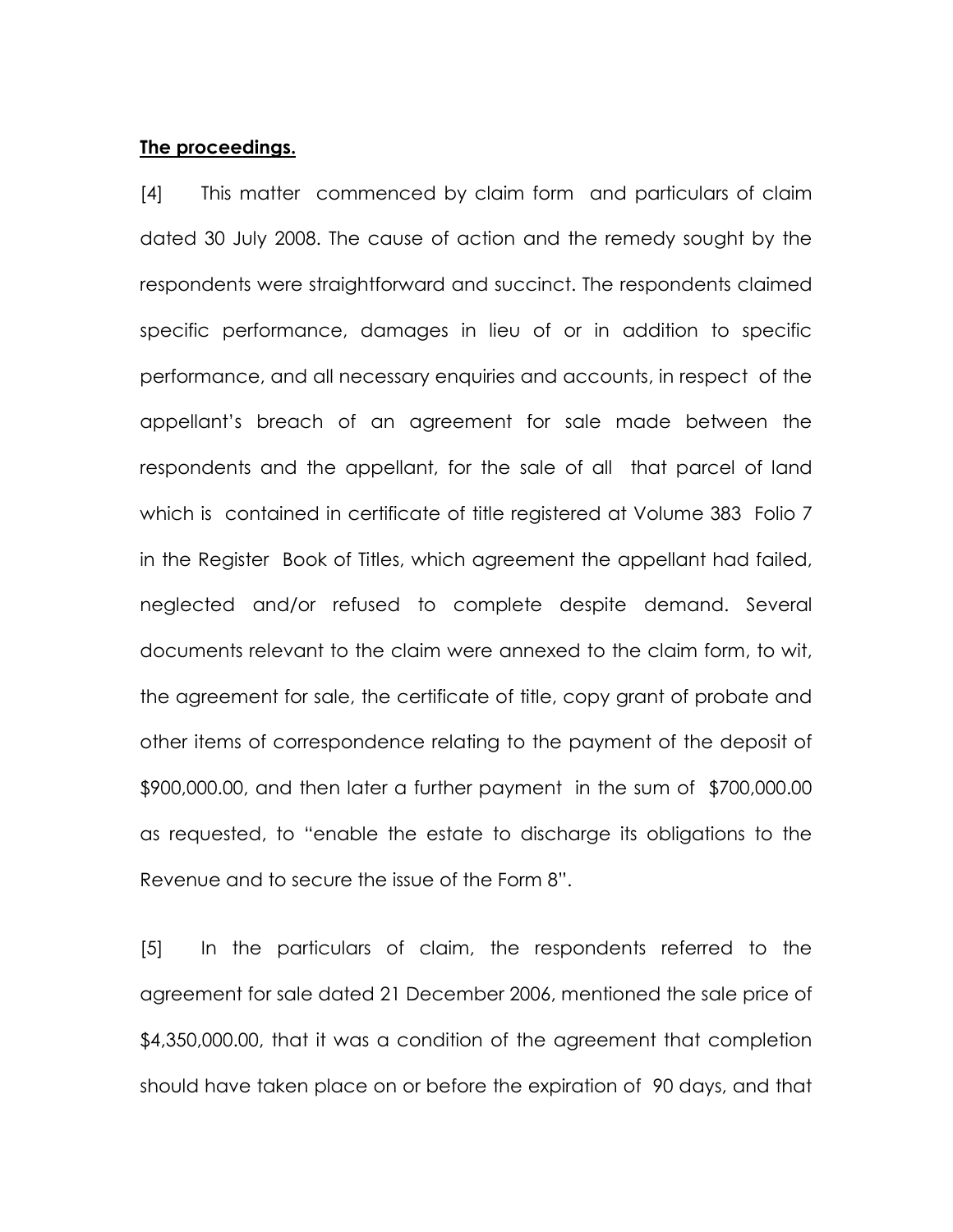**The proceedings.**

[4] This matter commenced by claim form and particulars of claim dated 30 July 2008. The cause of action and the remedy sought by the respondents were straightforward and succinct. The respondents claimed specific performance, damages in lieu of or in addition to specific performance, and all necessary enquiries and accounts, in respect of the appellant's breach of an agreement for sale made between the respondents and the appellant, for the sale of all that parcel of land which is contained in certificate of title registered at Volume 383 Folio 7 in the Register Book of Titles, which agreement the appellant had failed, neglected and/or refused to complete despite demand. Several documents relevant to the claim were annexed to the claim form, to wit, the agreement for sale, the certificate of title, copy grant of probate and other items of correspondence relating to the payment of the deposit of $900,000.00, and then later a further payment in the sum of $700,000.00 as requested, to "enable the estate to discharge its obligations to the Revenue and to secure the issue of the Form 8".

[5] In the particulars of claim, the respondents referred to the agreement for sale dated 21 December 2006, mentioned the sale price of $4,350,000.00, that it was a condition of the agreement that completion should have taken place on or before the expiration of 90 days, and that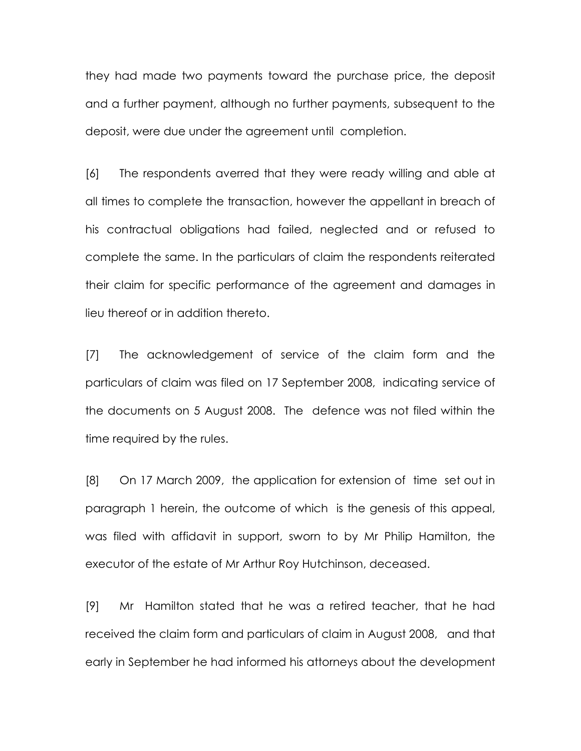they had made two payments toward the purchase price, the deposit and a further payment, although no further payments, subsequent to the deposit, were due under the agreement until completion.

[6] The respondents averred that they were ready willing and able at all times to complete the transaction, however the appellant in breach of his contractual obligations had failed, neglected and or refused to complete the same. In the particulars of claim the respondents reiterated their claim for specific performance of the agreement and damages in lieu thereof or in addition thereto.

[7] The acknowledgement of service of the claim form and the particulars of claim was filed on 17 September 2008, indicating service of the documents on 5 August 2008. The defence was not filed within the time required by the rules.

[8] On 17 March 2009, the application for extension of time set out in paragraph 1 herein, the outcome of which is the genesis of this appeal, was filed with affidavit in support, sworn to by Mr Philip Hamilton, the executor of the estate of Mr Arthur Roy Hutchinson, deceased.

[9] Mr Hamilton stated that he was a retired teacher, that he had received the claim form and particulars of claim in August 2008, and that early in September he had informed his attorneys about the development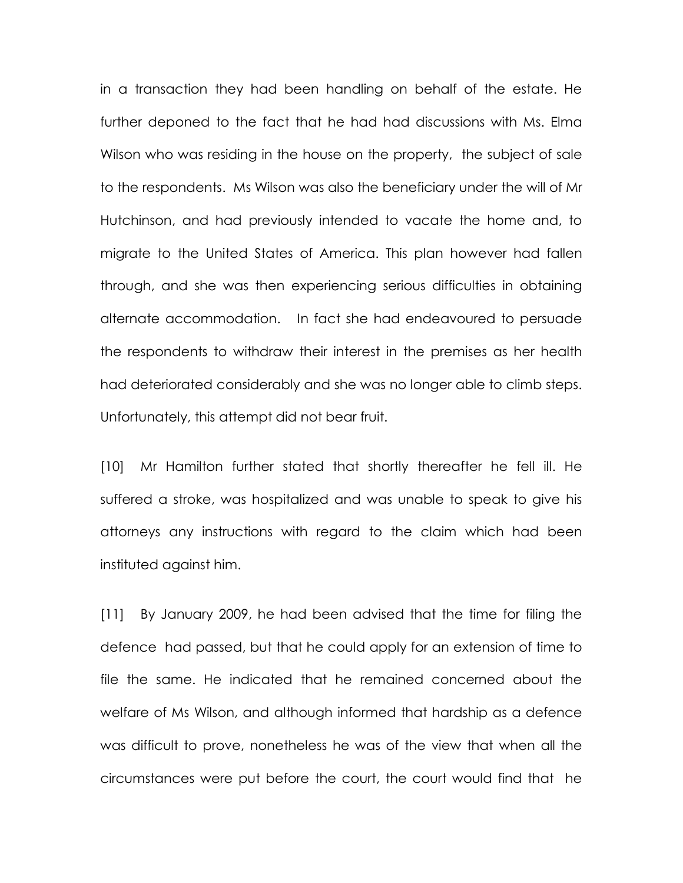in a transaction they had been handling on behalf of the estate. He further deponed to the fact that he had had discussions with Ms. Elma Wilson who was residing in the house on the property, the subject of sale to the respondents. Ms Wilson was also the beneficiary under the will of Mr Hutchinson, and had previously intended to vacate the home and, to migrate to the United States of America. This plan however had fallen through, and she was then experiencing serious difficulties in obtaining alternate accommodation. In fact she had endeavoured to persuade the respondents to withdraw their interest in the premises as her health had deteriorated considerably and she was no longer able to climb steps. Unfortunately, this attempt did not bear fruit.

[10] Mr Hamilton further stated that shortly thereafter he fell ill. He suffered a stroke, was hospitalized and was unable to speak to give his attorneys any instructions with regard to the claim which had been instituted against him.

[11] By January 2009, he had been advised that the time for filing the defence had passed, but that he could apply for an extension of time to file the same. He indicated that he remained concerned about the welfare of Ms Wilson, and although informed that hardship as a defence was difficult to prove, nonetheless he was of the view that when all the circumstances were put before the court, the court would find that he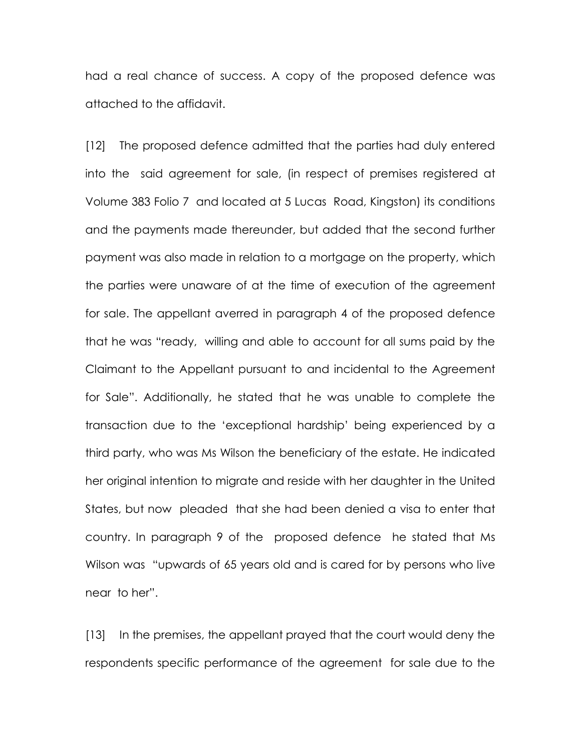had a real chance of success. A copy of the proposed defence was attached to the affidavit.

[12] The proposed defence admitted that the parties had duly entered into the said agreement for sale, (in respect of premises registered at Volume 383 Folio 7 and located at 5 Lucas Road, Kingston) its conditions and the payments made thereunder, but added that the second further payment was also made in relation to a mortgage on the property, which the parties were unaware of at the time of execution of the agreement for sale. The appellant averred in paragraph 4 of the proposed defence that he was "ready, willing and able to account for all sums paid by the Claimant to the Appellant pursuant to and incidental to the Agreement for Sale". Additionally, he stated that he was unable to complete the transaction due to the 'exceptional hardship' being experienced by a third party, who was Ms Wilson the beneficiary of the estate. He indicated her original intention to migrate and reside with her daughter in the United States, but now pleaded that she had been denied a visa to enter that country. In paragraph 9 of the proposed defence he stated that Ms Wilson was "upwards of 65 years old and is cared for by persons who live near to her".

[13] In the premises, the appellant prayed that the court would deny the respondents specific performance of the agreement for sale due to the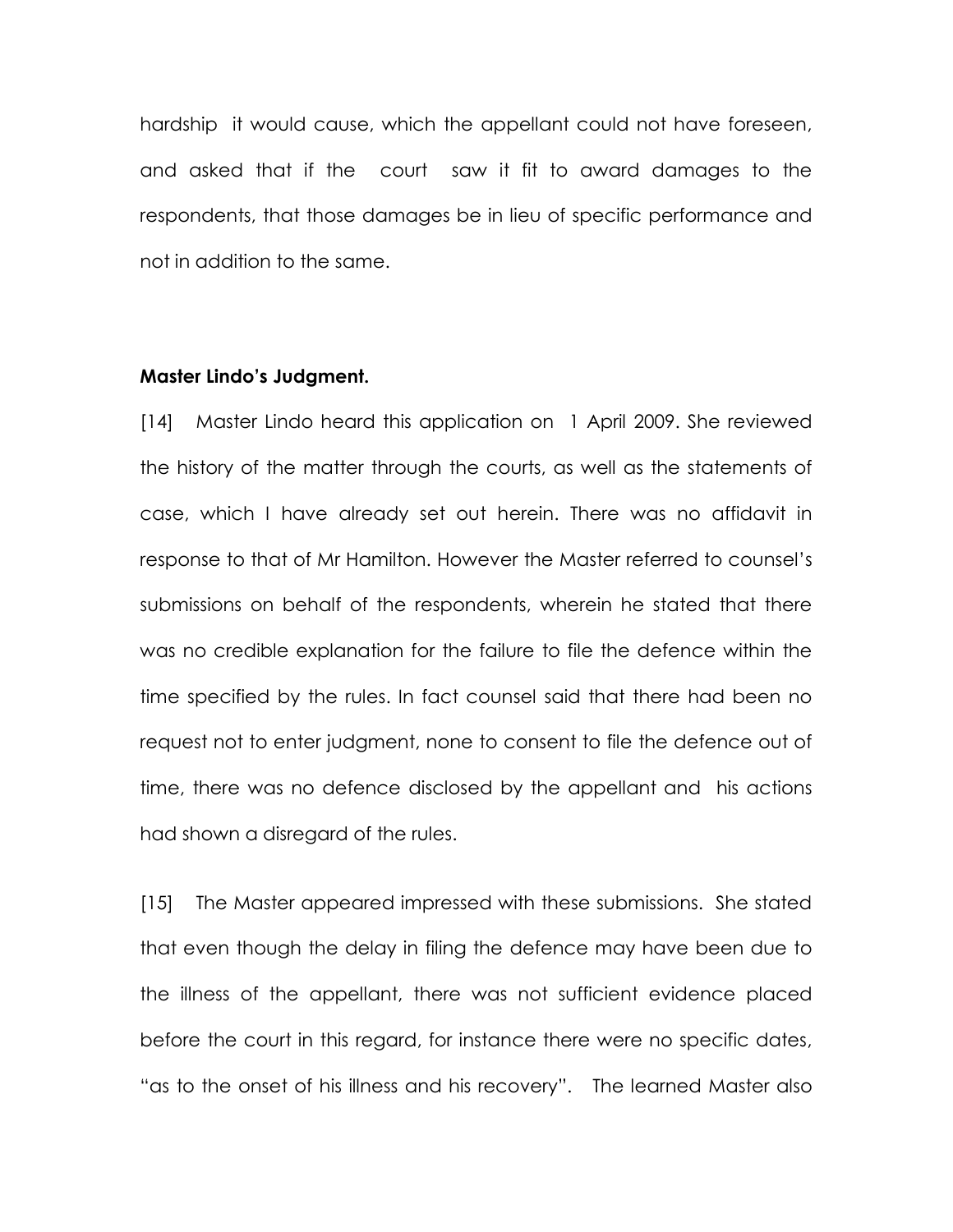hardship it would cause, which the appellant could not have foreseen, and asked that if the court saw it fit to award damages to the respondents, that those damages be in lieu of specific performance and not in addition to the same.

**Master Lindo's Judgment.**

[14] Master Lindo heard this application on 1 April 2009. She reviewed the history of the matter through the courts, as well as the statements of case, which I have already set out herein. There was no affidavit in response to that of Mr Hamilton. However the Master referred to counsel's submissions on behalf of the respondents, wherein he stated that there was no credible explanation for the failure to file the defence within the time specified by the rules. In fact counsel said that there had been no request not to enter judgment, none to consent to file the defence out of time, there was no defence disclosed by the appellant and his actions had shown a disregard of the rules.

[15] The Master appeared impressed with these submissions. She stated that even though the delay in filing the defence may have been due to the illness of the appellant, there was not sufficient evidence placed before the court in this regard, for instance there were no specific dates, "as to the onset of his illness and his recovery". The learned Master also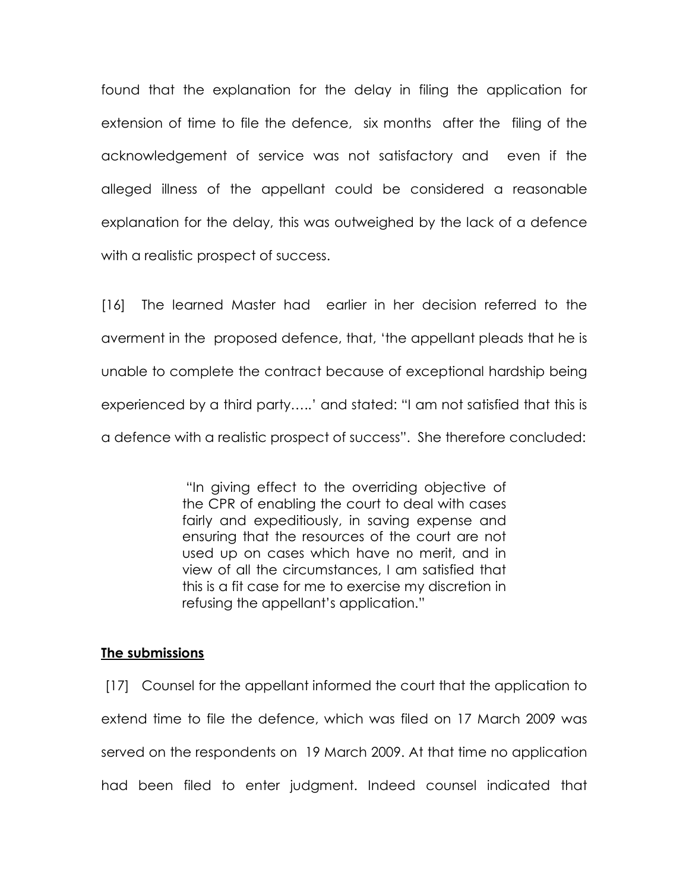found that the explanation for the delay in filing the application for extension of time to file the defence, six months after the filing of the acknowledgement of service was not satisfactory and even if the alleged illness of the appellant could be considered a reasonable explanation for the delay, this was outweighed by the lack of a defence with a realistic prospect of success.

[16] The learned Master had earlier in her decision referred to the averment in the proposed defence, that, 'the appellant pleads that he is unable to complete the contract because of exceptional hardship being experienced by a third party…..' and stated: "I am not satisfied that this is a defence with a realistic prospect of success". She therefore concluded:

> "In giving effect to the overriding objective of the CPR of enabling the court to deal with cases fairly and expeditiously, in saving expense and ensuring that the resources of the court are not used up on cases which have no merit, and in view of all the circumstances, I am satisfied that this is a fit case for me to exercise my discretion in refusing the appellant's application."

**<u>The submissions</u>**

[17] Counsel for the appellant informed the court that the application to extend time to file the defence, which was filed on 17 March 2009 was served on the respondents on 19 March 2009. At that time no application had been filed to enter judgment. Indeed counsel indicated that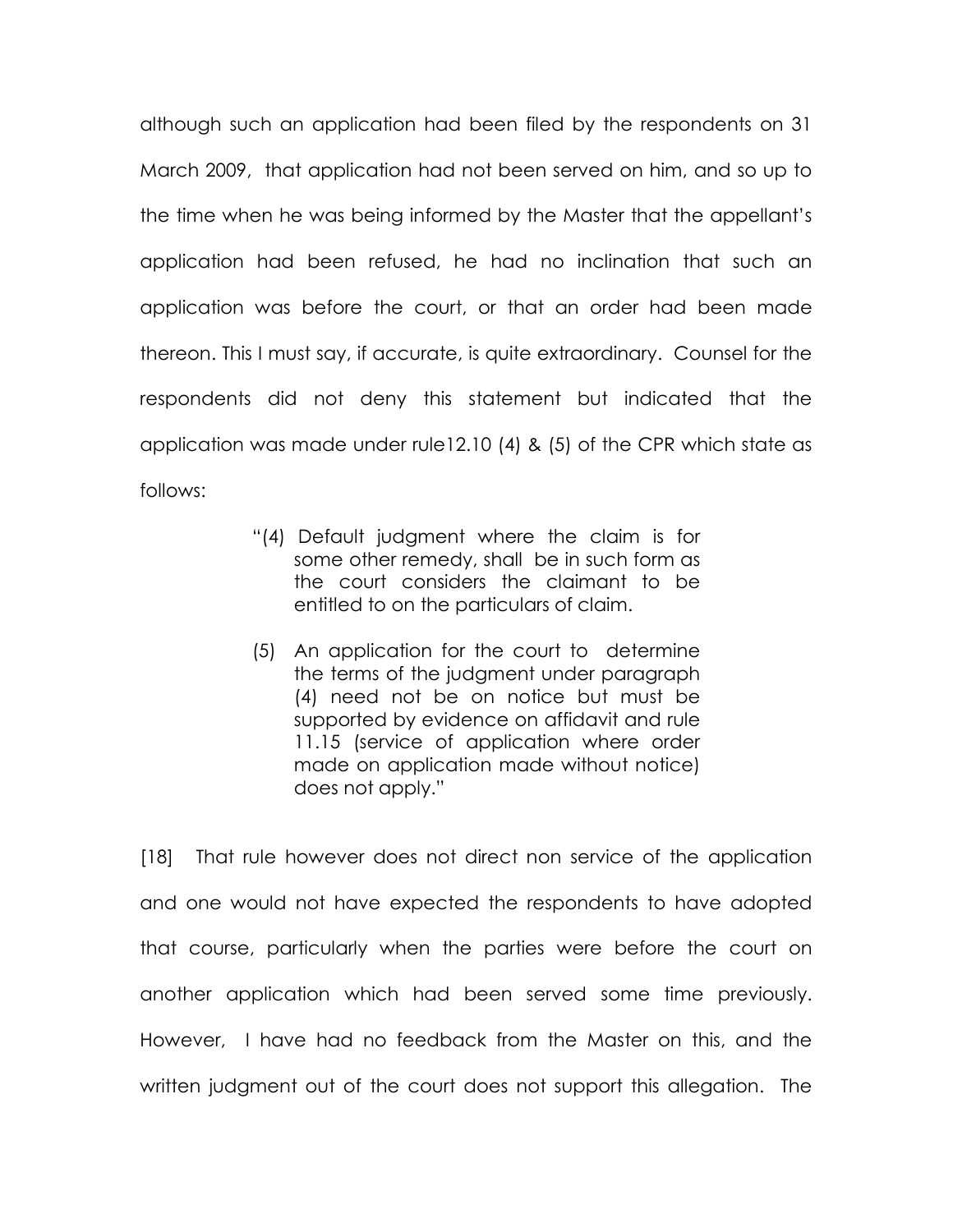although such an application had been filed by the respondents on 31 March 2009, that application had not been served on him, and so up to the time when he was being informed by the Master that the appellant's application had been refused, he had no inclination that such an application was before the court, or that an order had been made thereon. This I must say, if accurate, is quite extraordinary. Counsel for the respondents did not deny this statement but indicated that the application was made under rule12.10 (4) & (5) of the CPR which state as follows:

> "(4) Default judgment where the claim is for some other remedy, shall be in such form as the court considers the claimant to be entitled to on the particulars of claim.
>
> (5) An application for the court to determine the terms of the judgment under paragraph (4) need not be on notice but must be supported by evidence on affidavit and rule 11.15 (service of application where order made on application made without notice) does not apply."

[18] That rule however does not direct non service of the application and one would not have expected the respondents to have adopted that course, particularly when the parties were before the court on another application which had been served some time previously. However, I have had no feedback from the Master on this, and the written judgment out of the court does not support this allegation. The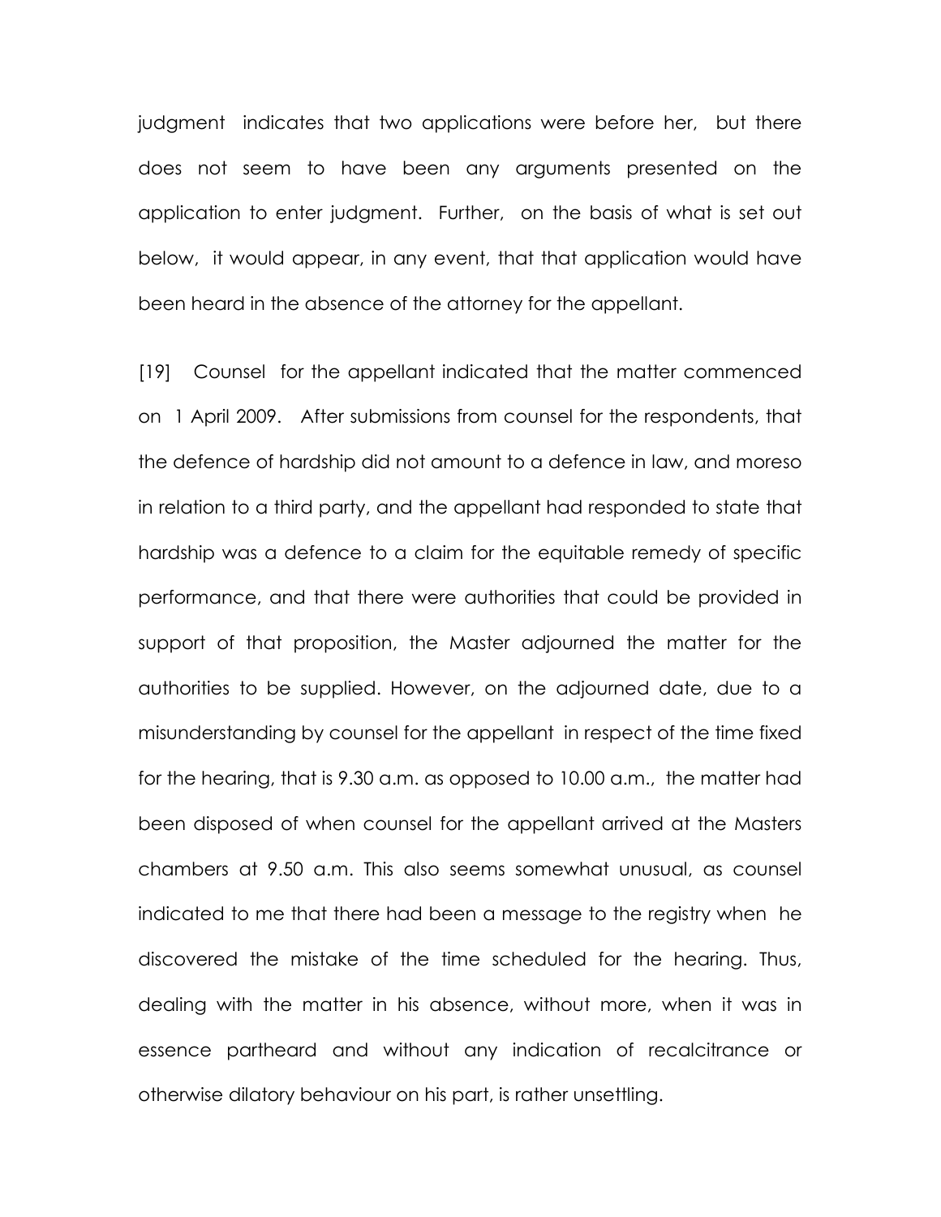judgment indicates that two applications were before her, but there does not seem to have been any arguments presented on the application to enter judgment. Further, on the basis of what is set out below, it would appear, in any event, that that application would have been heard in the absence of the attorney for the appellant.

[19] Counsel for the appellant indicated that the matter commenced on 1 April 2009. After submissions from counsel for the respondents, that the defence of hardship did not amount to a defence in law, and moreso in relation to a third party, and the appellant had responded to state that hardship was a defence to a claim for the equitable remedy of specific performance, and that there were authorities that could be provided in support of that proposition, the Master adjourned the matter for the authorities to be supplied. However, on the adjourned date, due to a misunderstanding by counsel for the appellant in respect of the time fixed for the hearing, that is 9.30 a.m. as opposed to 10.00 a.m., the matter had been disposed of when counsel for the appellant arrived at the Masters chambers at 9.50 a.m. This also seems somewhat unusual, as counsel indicated to me that there had been a message to the registry when he discovered the mistake of the time scheduled for the hearing. Thus, dealing with the matter in his absence, without more, when it was in essence partheard and without any indication of recalcitrance or otherwise dilatory behaviour on his part, is rather unsettling.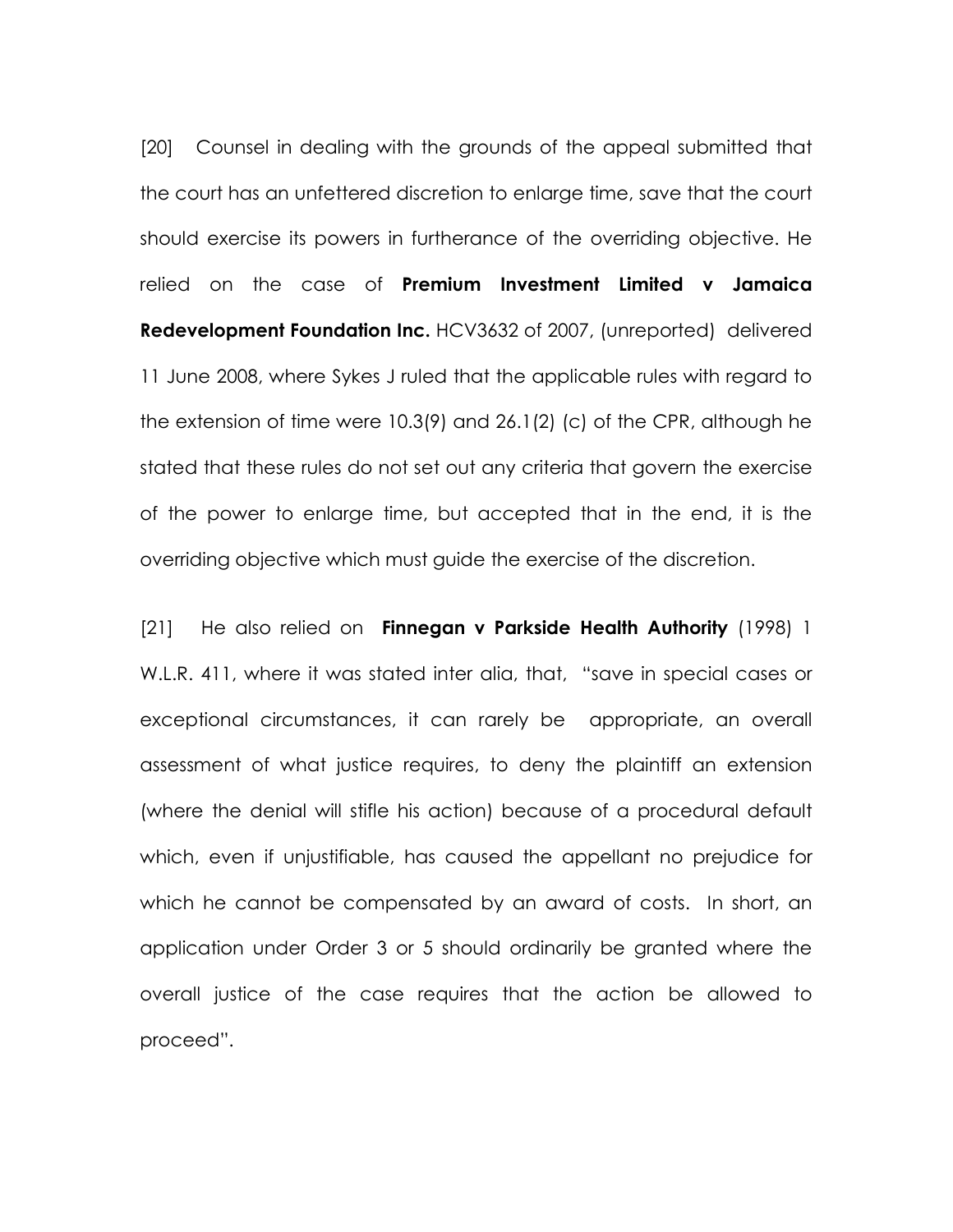[20] Counsel in dealing with the grounds of the appeal submitted that the court has an unfettered discretion to enlarge time, save that the court should exercise its powers in furtherance of the overriding objective. He relied on the case of **Premium Investment Limited v Jamaica Redevelopment Foundation Inc.** HCV3632 of 2007, (unreported) delivered 11 June 2008, where Sykes J ruled that the applicable rules with regard to the extension of time were 10.3(9) and 26.1(2) (c) of the CPR, although he stated that these rules do not set out any criteria that govern the exercise of the power to enlarge time, but accepted that in the end, it is the overriding objective which must guide the exercise of the discretion.

[21] He also relied on **Finnegan v Parkside Health Authority** (1998) 1 W.L.R. 411, where it was stated inter alia, that, "save in special cases or exceptional circumstances, it can rarely be appropriate, an overall assessment of what justice requires, to deny the plaintiff an extension (where the denial will stifle his action) because of a procedural default which, even if unjustifiable, has caused the appellant no prejudice for which he cannot be compensated by an award of costs. In short, an application under Order 3 or 5 should ordinarily be granted where the overall justice of the case requires that the action be allowed to proceed".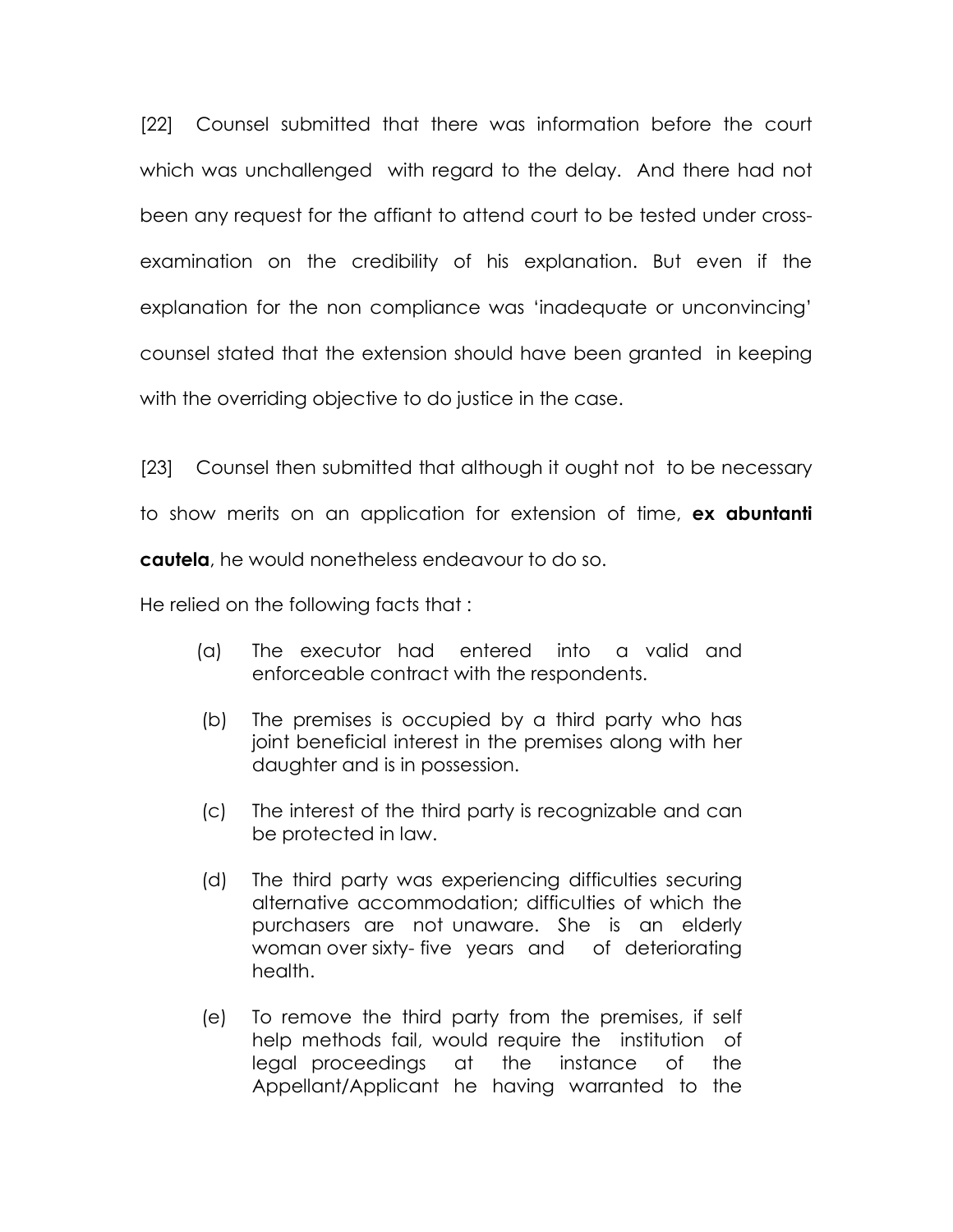[22] Counsel submitted that there was information before the court which was unchallenged with regard to the delay. And there had not been any request for the affiant to attend court to be tested under cross-examination on the credibility of his explanation. But even if the explanation for the non compliance was 'inadequate or unconvincing' counsel stated that the extension should have been granted in keeping with the overriding objective to do justice in the case.

[23] Counsel then submitted that although it ought not to be necessary to show merits on an application for extension of time, **ex abuntanti cautela**, he would nonetheless endeavour to do so.

He relied on the following facts that :

(a) The executor had entered into a valid and enforceable contract with the respondents.

(b) The premises is occupied by a third party who has joint beneficial interest in the premises along with her daughter and is in possession.

(c) The interest of the third party is recognizable and can be protected in law.

(d) The third party was experiencing difficulties securing alternative accommodation; difficulties of which the purchasers are not unaware. She is an elderly woman over sixty- five years and of deteriorating health.

(e) To remove the third party from the premises, if self help methods fail, would require the institution of legal proceedings at the instance of the Appellant/Applicant he having warranted to the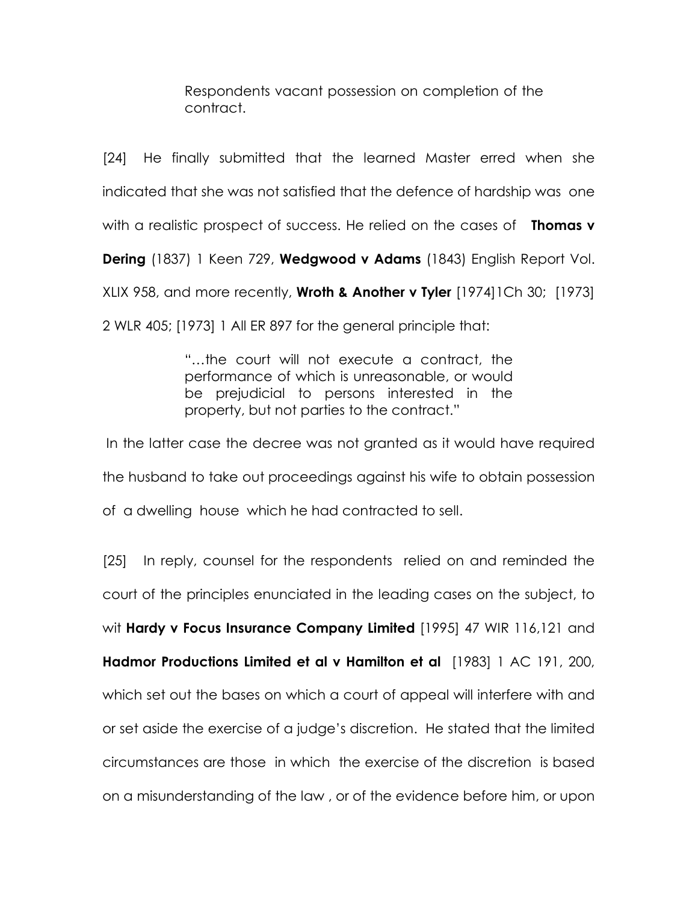> Respondents vacant possession on completion of the contract.

[24] He finally submitted that the learned Master erred when she indicated that she was not satisfied that the defence of hardship was one with a realistic prospect of success. He relied on the cases of **Thomas v Dering** (1837) 1 Keen 729, **Wedgwood v Adams** (1843) English Report Vol. XLIX 958, and more recently, **Wroth & Another v Tyler** [1974]1Ch 30; [1973] 2 WLR 405; [1973] 1 All ER 897 for the general principle that:

> "…the court will not execute a contract, the performance of which is unreasonable, or would be prejudicial to persons interested in the property, but not parties to the contract."

In the latter case the decree was not granted as it would have required the husband to take out proceedings against his wife to obtain possession of a dwelling house which he had contracted to sell.

[25] In reply, counsel for the respondents relied on and reminded the court of the principles enunciated in the leading cases on the subject, to wit **Hardy v Focus Insurance Company Limited** [1995] 47 WIR 116,121 and **Hadmor Productions Limited et al v Hamilton et al** [1983] 1 AC 191, 200, which set out the bases on which a court of appeal will interfere with and or set aside the exercise of a judge's discretion. He stated that the limited circumstances are those in which the exercise of the discretion is based on a misunderstanding of the law , or of the evidence before him, or upon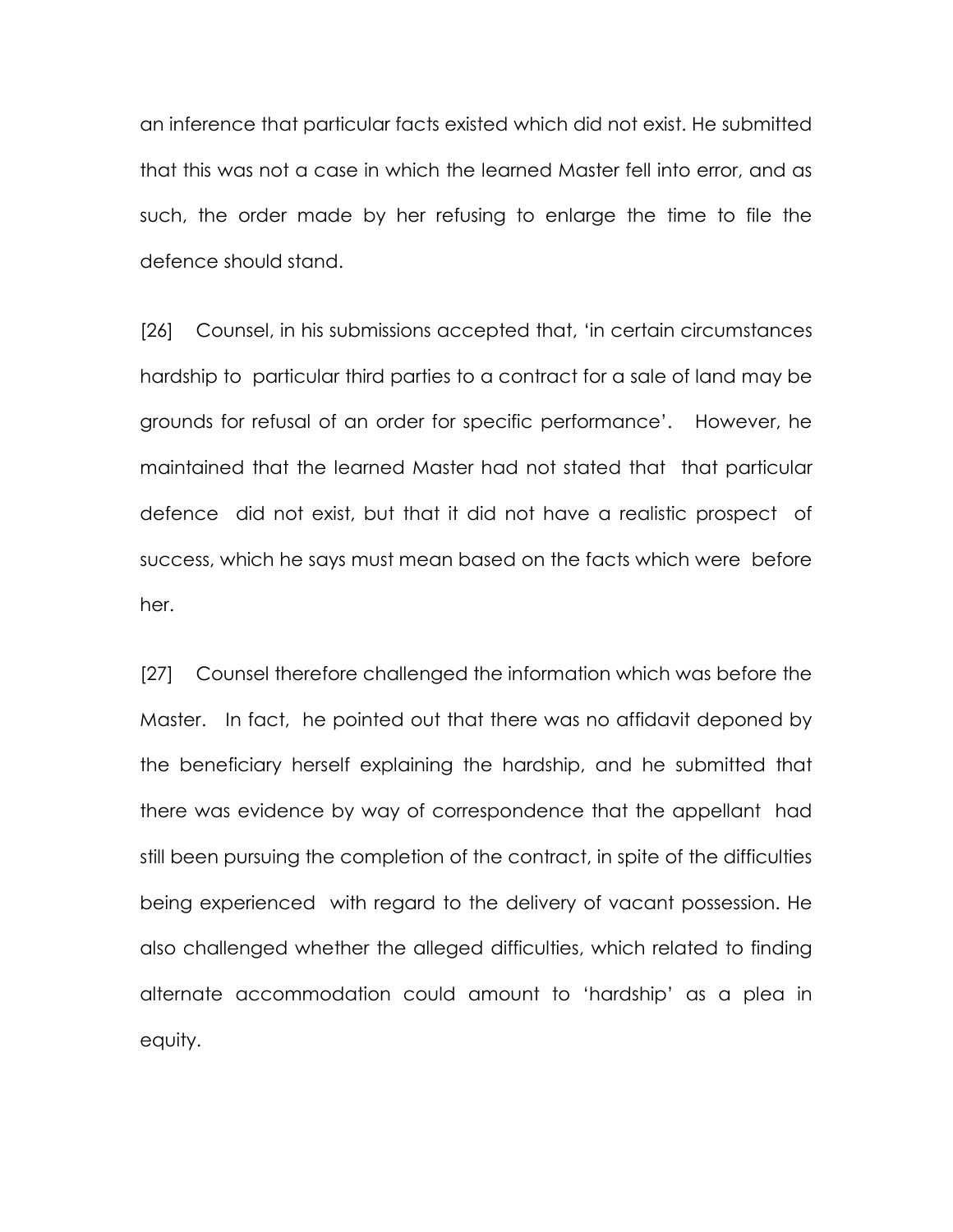an inference that particular facts existed which did not exist. He submitted that this was not a case in which the learned Master fell into error, and as such, the order made by her refusing to enlarge the time to file the defence should stand.

[26] Counsel, in his submissions accepted that, 'in certain circumstances hardship to particular third parties to a contract for a sale of land may be grounds for refusal of an order for specific performance'. However, he maintained that the learned Master had not stated that that particular defence did not exist, but that it did not have a realistic prospect of success, which he says must mean based on the facts which were before her.

[27] Counsel therefore challenged the information which was before the Master. In fact, he pointed out that there was no affidavit deponed by the beneficiary herself explaining the hardship, and he submitted that there was evidence by way of correspondence that the appellant had still been pursuing the completion of the contract, in spite of the difficulties being experienced with regard to the delivery of vacant possession. He also challenged whether the alleged difficulties, which related to finding alternate accommodation could amount to 'hardship' as a plea in equity.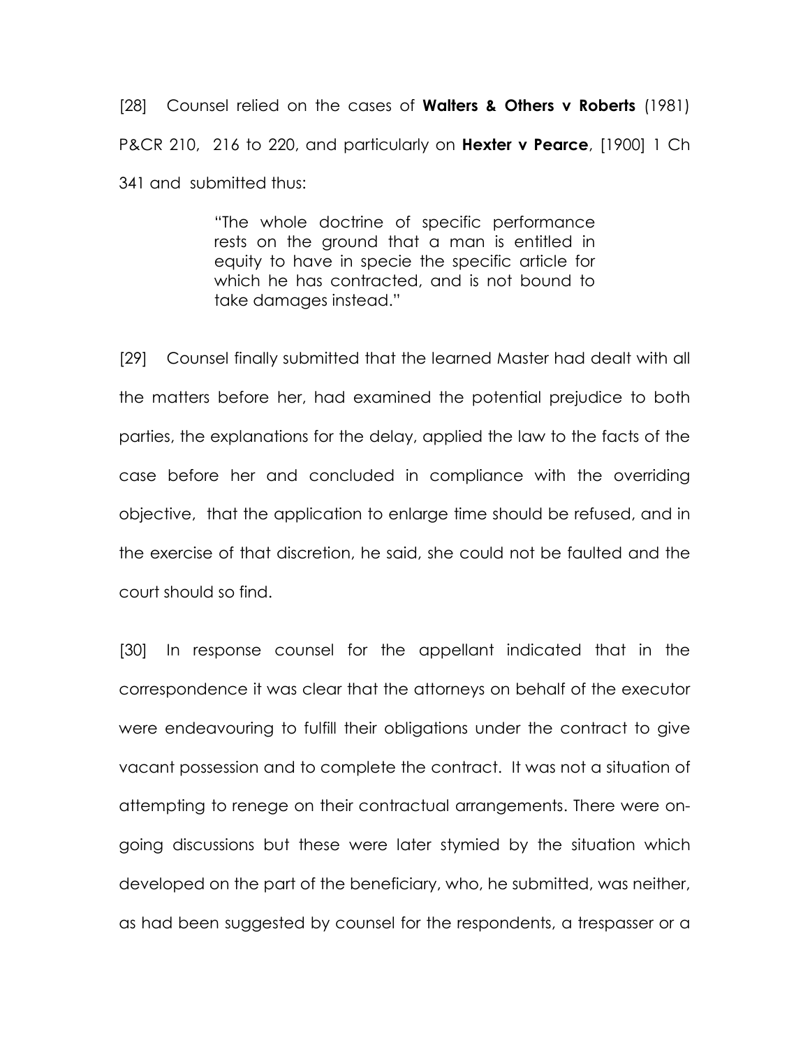[28] Counsel relied on the cases of **Walters & Others v Roberts** (1981) P&CR 210, 216 to 220, and particularly on **Hexter v Pearce**, [1900] 1 Ch 341 and submitted thus:

> "The whole doctrine of specific performance rests on the ground that a man is entitled in equity to have in specie the specific article for which he has contracted, and is not bound to take damages instead."

[29] Counsel finally submitted that the learned Master had dealt with all the matters before her, had examined the potential prejudice to both parties, the explanations for the delay, applied the law to the facts of the case before her and concluded in compliance with the overriding objective, that the application to enlarge time should be refused, and in the exercise of that discretion, he said, she could not be faulted and the court should so find.

[30] In response counsel for the appellant indicated that in the correspondence it was clear that the attorneys on behalf of the executor were endeavouring to fulfill their obligations under the contract to give vacant possession and to complete the contract. It was not a situation of attempting to renege on their contractual arrangements. There were on-going discussions but these were later stymied by the situation which developed on the part of the beneficiary, who, he submitted, was neither, as had been suggested by counsel for the respondents, a trespasser or a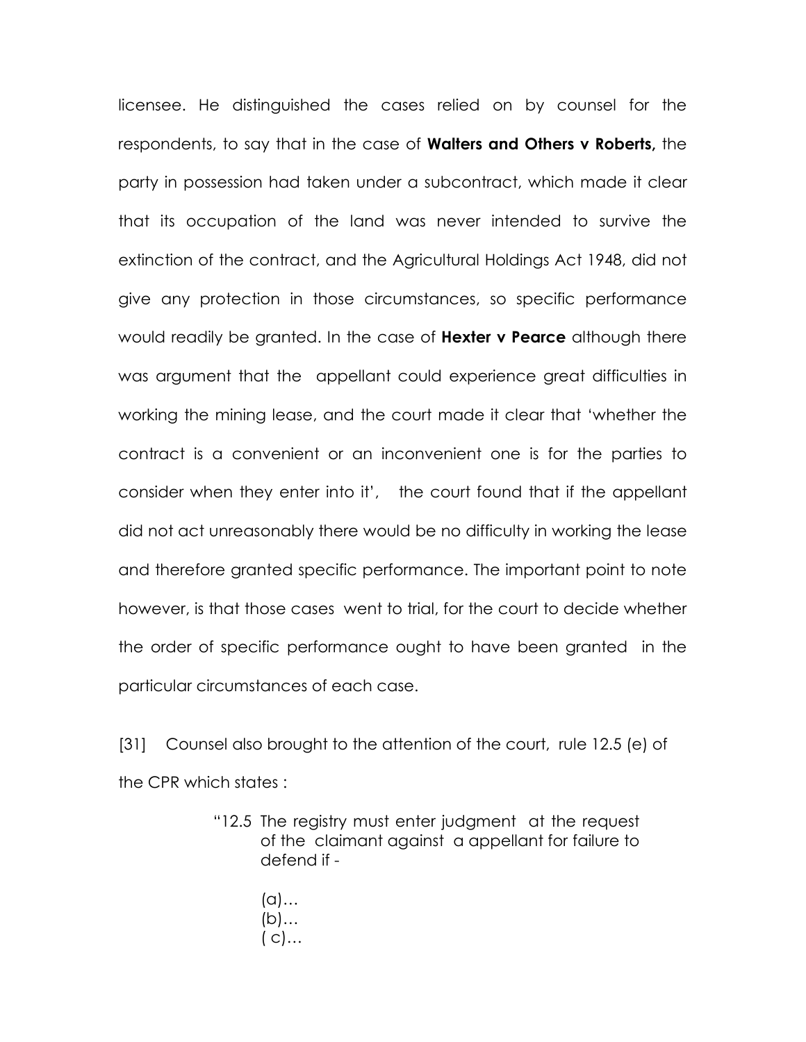licensee. He distinguished the cases relied on by counsel for the respondents, to say that in the case of **Walters and Others v Roberts,** the party in possession had taken under a subcontract, which made it clear that its occupation of the land was never intended to survive the extinction of the contract, and the Agricultural Holdings Act 1948, did not give any protection in those circumstances, so specific performance would readily be granted. In the case of **Hexter v Pearce** although there was argument that the appellant could experience great difficulties in working the mining lease, and the court made it clear that 'whether the contract is a convenient or an inconvenient one is for the parties to consider when they enter into it', the court found that if the appellant did not act unreasonably there would be no difficulty in working the lease and therefore granted specific performance. The important point to note however, is that those cases went to trial, for the court to decide whether the order of specific performance ought to have been granted in the particular circumstances of each case.

[31] Counsel also brought to the attention of the court, rule 12.5 (e) of the CPR which states :

> "12.5 The registry must enter judgment at the request of the claimant against a appellant for failure to defend if -
>
> (a)…
> (b)…
> ( c)…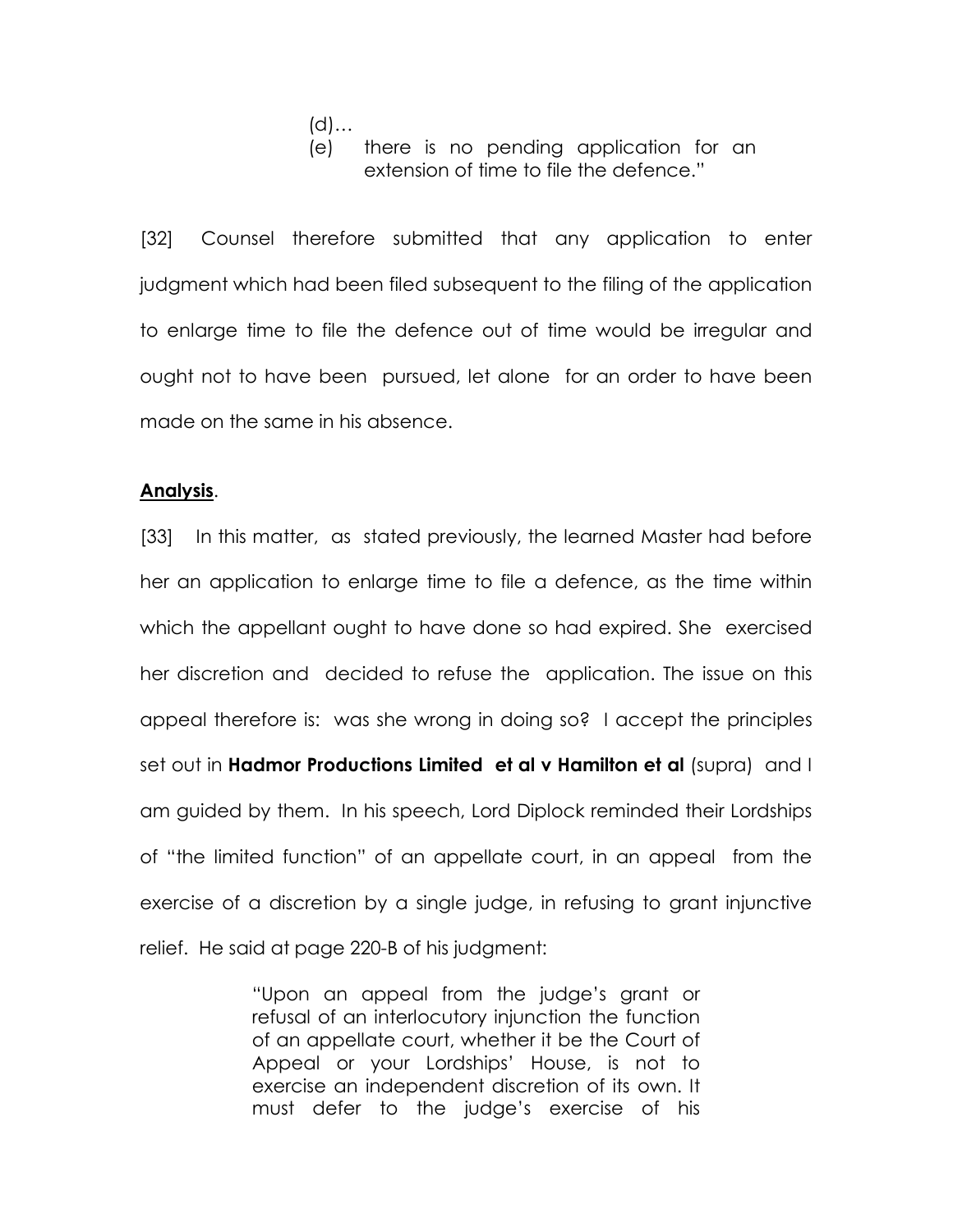> (d)…
>
> (e) there is no pending application for an extension of time to file the defence."

[32] Counsel therefore submitted that any application to enter judgment which had been filed subsequent to the filing of the application to enlarge time to file the defence out of time would be irregular and ought not to have been pursued, let alone for an order to have been made on the same in his absence.

**Analysis**.

[33] In this matter, as stated previously, the learned Master had before her an application to enlarge time to file a defence, as the time within which the appellant ought to have done so had expired. She exercised her discretion and decided to refuse the application. The issue on this appeal therefore is: was she wrong in doing so? I accept the principles set out in **Hadmor Productions Limited et al v Hamilton et al** (supra) and I am guided by them. In his speech, Lord Diplock reminded their Lordships of "the limited function" of an appellate court, in an appeal from the exercise of a discretion by a single judge, in refusing to grant injunctive relief. He said at page 220-B of his judgment:

> "Upon an appeal from the judge's grant or refusal of an interlocutory injunction the function of an appellate court, whether it be the Court of Appeal or your Lordships' House, is not to exercise an independent discretion of its own. It must defer to the judge's exercise of his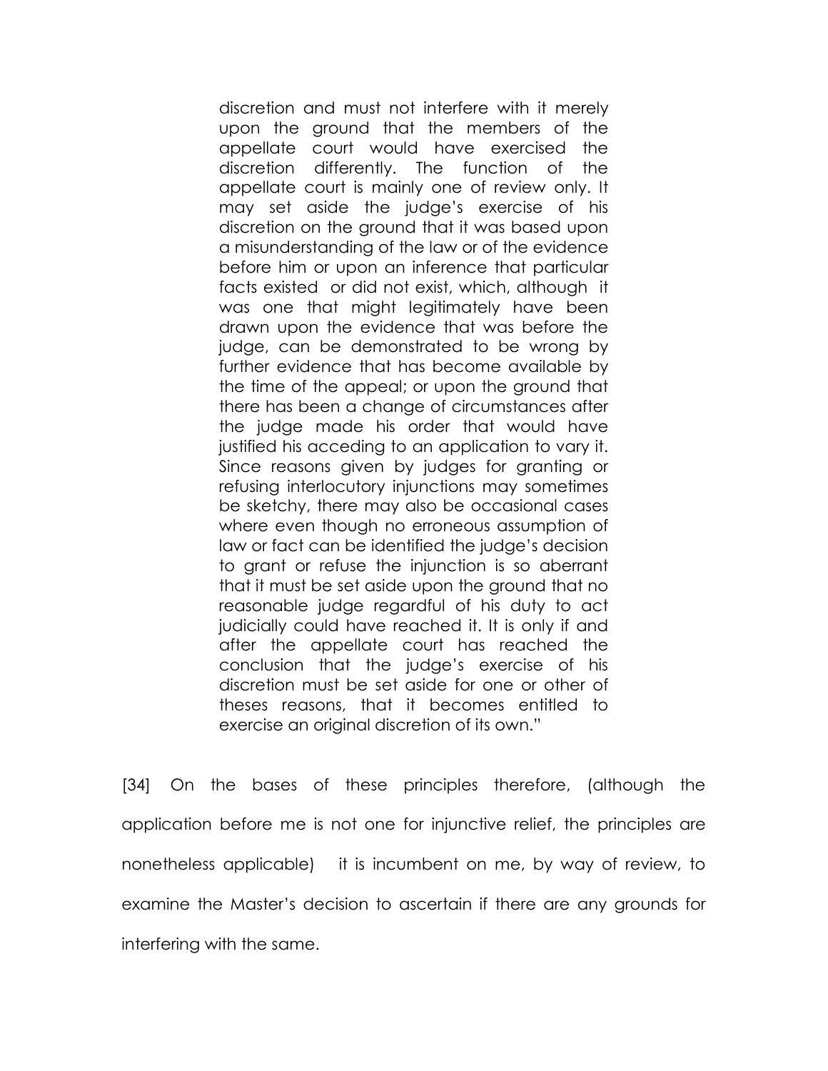> discretion and must not interfere with it merely upon the ground that the members of the appellate court would have exercised the discretion differently. The function of the appellate court is mainly one of review only. It may set aside the judge's exercise of his discretion on the ground that it was based upon a misunderstanding of the law or of the evidence before him or upon an inference that particular facts existed or did not exist, which, although it was one that might legitimately have been drawn upon the evidence that was before the judge, can be demonstrated to be wrong by further evidence that has become available by the time of the appeal; or upon the ground that there has been a change of circumstances after the judge made his order that would have justified his acceding to an application to vary it. Since reasons given by judges for granting or refusing interlocutory injunctions may sometimes be sketchy, there may also be occasional cases where even though no erroneous assumption of law or fact can be identified the judge's decision to grant or refuse the injunction is so aberrant that it must be set aside upon the ground that no reasonable judge regardful of his duty to act judicially could have reached it. It is only if and after the appellate court has reached the conclusion that the judge's exercise of his discretion must be set aside for one or other of theses reasons, that it becomes entitled to exercise an original discretion of its own."

[34] On the bases of these principles therefore, (although the application before me is not one for injunctive relief, the principles are nonetheless applicable) it is incumbent on me, by way of review, to examine the Master's decision to ascertain if there are any grounds for interfering with the same.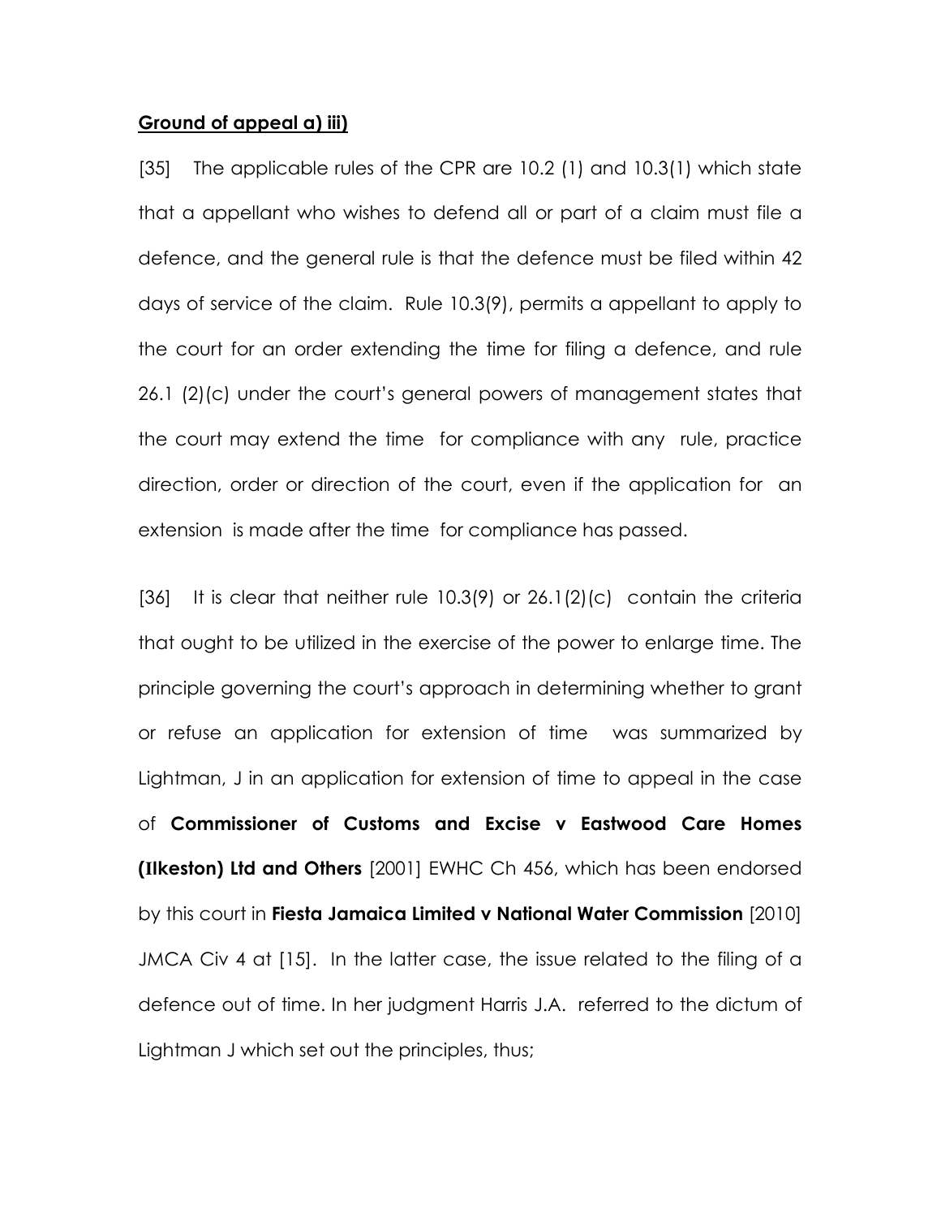**Ground of appeal a) iii)**

[35] The applicable rules of the CPR are 10.2 (1) and 10.3(1) which state that a appellant who wishes to defend all or part of a claim must file a defence, and the general rule is that the defence must be filed within 42 days of service of the claim. Rule 10.3(9), permits a appellant to apply to the court for an order extending the time for filing a defence, and rule 26.1 (2)(c) under the court's general powers of management states that the court may extend the time for compliance with any rule, practice direction, order or direction of the court, even if the application for an extension is made after the time for compliance has passed.

[36] It is clear that neither rule 10.3(9) or 26.1(2)(c) contain the criteria that ought to be utilized in the exercise of the power to enlarge time. The principle governing the court's approach in determining whether to grant or refuse an application for extension of time was summarized by Lightman, J in an application for extension of time to appeal in the case of **Commissioner of Customs and Excise v Eastwood Care Homes (Ilkeston) Ltd and Others** [2001] EWHC Ch 456, which has been endorsed by this court in **Fiesta Jamaica Limited v National Water Commission** [2010] JMCA Civ 4 at [15]. In the latter case, the issue related to the filing of a defence out of time. In her judgment Harris J.A. referred to the dictum of Lightman J which set out the principles, thus;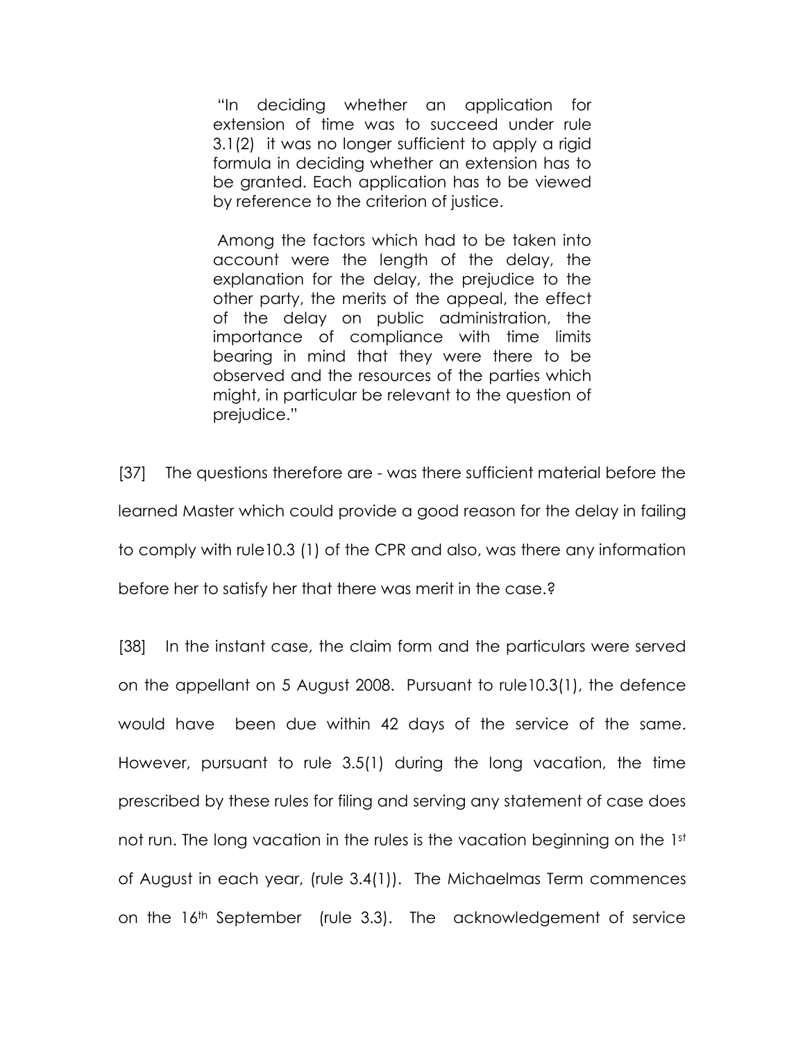> "In deciding whether an application for extension of time was to succeed under rule 3.1(2) it was no longer sufficient to apply a rigid formula in deciding whether an extension has to be granted. Each application has to be viewed by reference to the criterion of justice.
>
> Among the factors which had to be taken into account were the length of the delay, the explanation for the delay, the prejudice to the other party, the merits of the appeal, the effect of the delay on public administration, the importance of compliance with time limits bearing in mind that they were there to be observed and the resources of the parties which might, in particular be relevant to the question of prejudice."

[37] The questions therefore are - was there sufficient material before the learned Master which could provide a good reason for the delay in failing to comply with rule10.3 (1) of the CPR and also, was there any information before her to satisfy her that there was merit in the case.?

[38] In the instant case, the claim form and the particulars were served on the appellant on 5 August 2008. Pursuant to rule10.3(1), the defence would have been due within 42 days of the service of the same. However, pursuant to rule 3.5(1) during the long vacation, the time prescribed by these rules for filing and serving any statement of case does not run. The long vacation in the rules is the vacation beginning on the 1st of August in each year, (rule 3.4(1)). The Michaelmas Term commences on the 16th September (rule 3.3). The acknowledgement of service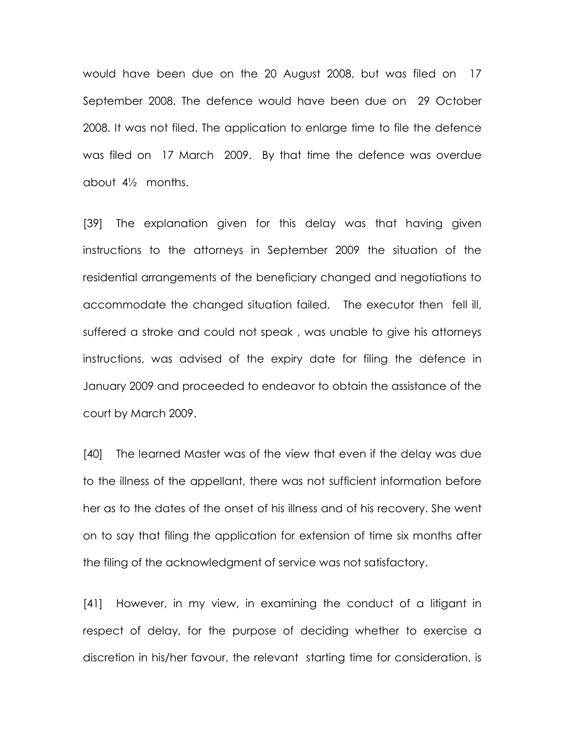would have been due on the 20 August 2008, but was filed on 17 September 2008. The defence would have been due on 29 October 2008. It was not filed. The application to enlarge time to file the defence was filed on 17 March 2009. By that time the defence was overdue about 4½ months.

[39] The explanation given for this delay was that having given instructions to the attorneys in September 2009 the situation of the residential arrangements of the beneficiary changed and negotiations to accommodate the changed situation failed. The executor then fell ill, suffered a stroke and could not speak , was unable to give his attorneys instructions, was advised of the expiry date for filing the defence in January 2009 and proceeded to endeavor to obtain the assistance of the court by March 2009.

[40] The learned Master was of the view that even if the delay was due to the illness of the appellant, there was not sufficient information before her as to the dates of the onset of his illness and of his recovery. She went on to say that filing the application for extension of time six months after the filing of the acknowledgment of service was not satisfactory.

[41] However, in my view, in examining the conduct of a litigant in respect of delay, for the purpose of deciding whether to exercise a discretion in his/her favour, the relevant starting time for consideration, is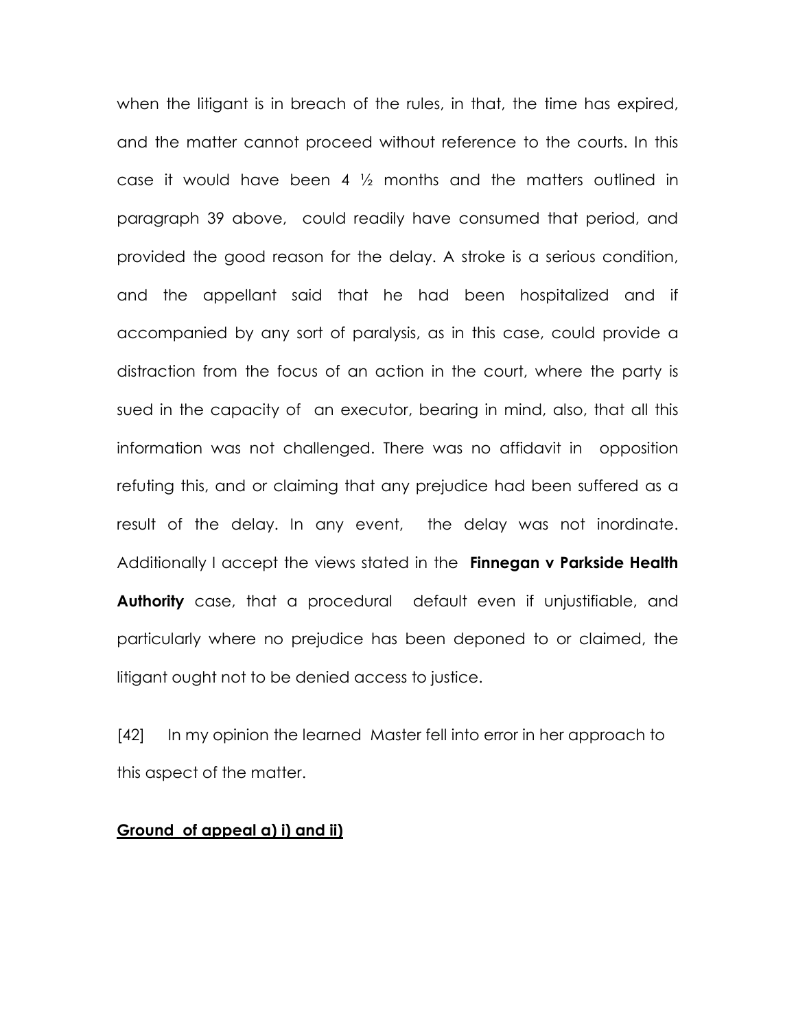when the litigant is in breach of the rules, in that, the time has expired, and the matter cannot proceed without reference to the courts. In this case it would have been 4 ½ months and the matters outlined in paragraph 39 above, could readily have consumed that period, and provided the good reason for the delay. A stroke is a serious condition, and the appellant said that he had been hospitalized and if accompanied by any sort of paralysis, as in this case, could provide a distraction from the focus of an action in the court, where the party is sued in the capacity of an executor, bearing in mind, also, that all this information was not challenged. There was no affidavit in opposition refuting this, and or claiming that any prejudice had been suffered as a result of the delay. In any event, the delay was not inordinate. Additionally I accept the views stated in the **Finnegan v Parkside Health Authority** case, that a procedural default even if unjustifiable, and particularly where no prejudice has been deponed to or claimed, the litigant ought not to be denied access to justice.

[42] In my opinion the learned Master fell into error in her approach to this aspect of the matter.

**Ground of appeal a) i) and ii)**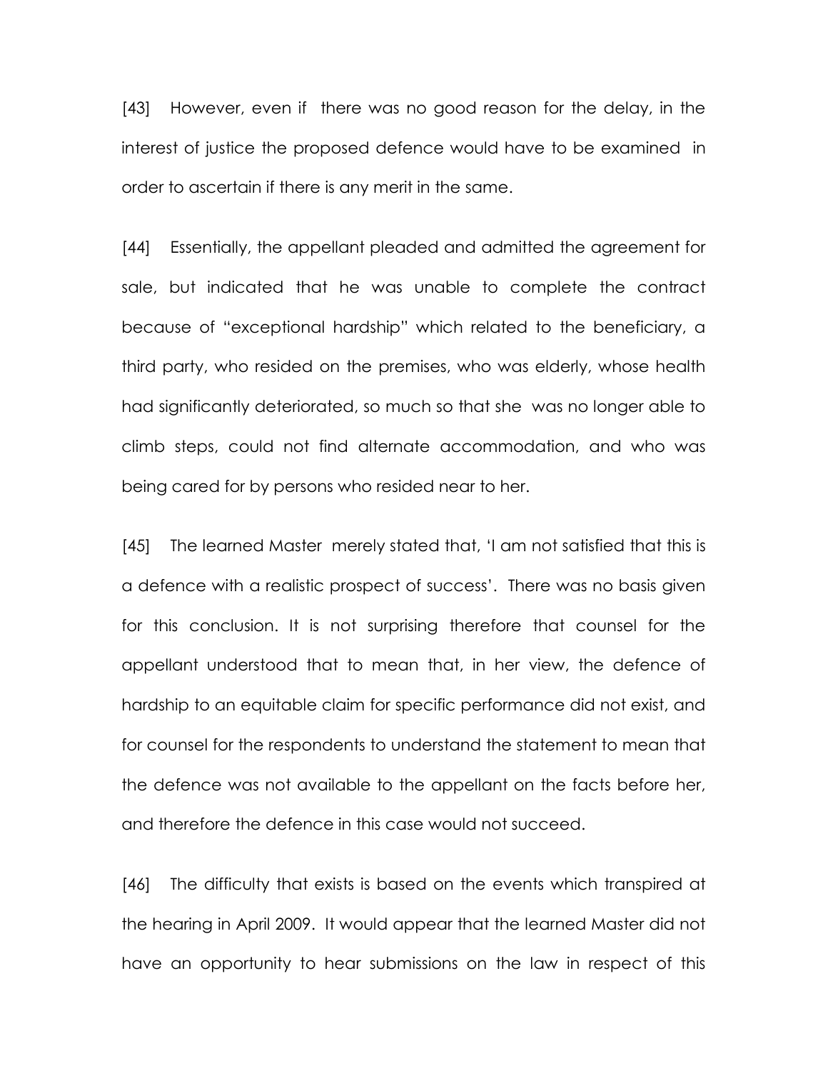[43] However, even if there was no good reason for the delay, in the interest of justice the proposed defence would have to be examined in order to ascertain if there is any merit in the same.

[44] Essentially, the appellant pleaded and admitted the agreement for sale, but indicated that he was unable to complete the contract because of "exceptional hardship" which related to the beneficiary, a third party, who resided on the premises, who was elderly, whose health had significantly deteriorated, so much so that she was no longer able to climb steps, could not find alternate accommodation, and who was being cared for by persons who resided near to her.

[45] The learned Master merely stated that, 'I am not satisfied that this is a defence with a realistic prospect of success'. There was no basis given for this conclusion. It is not surprising therefore that counsel for the appellant understood that to mean that, in her view, the defence of hardship to an equitable claim for specific performance did not exist, and for counsel for the respondents to understand the statement to mean that the defence was not available to the appellant on the facts before her, and therefore the defence in this case would not succeed.

[46] The difficulty that exists is based on the events which transpired at the hearing in April 2009. It would appear that the learned Master did not have an opportunity to hear submissions on the law in respect of this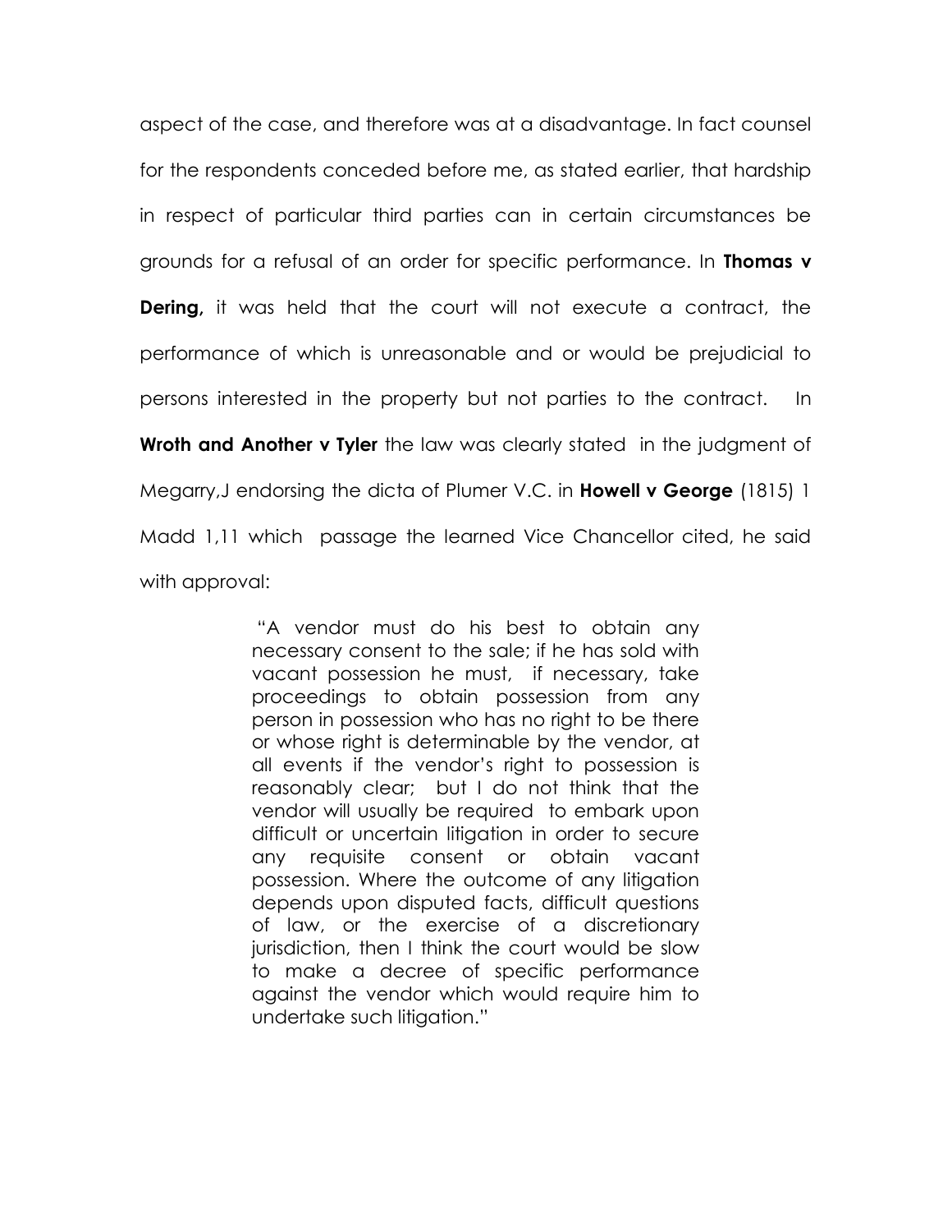aspect of the case, and therefore was at a disadvantage. In fact counsel for the respondents conceded before me, as stated earlier, that hardship in respect of particular third parties can in certain circumstances be grounds for a refusal of an order for specific performance. In **Thomas v Dering,** it was held that the court will not execute a contract, the performance of which is unreasonable and or would be prejudicial to persons interested in the property but not parties to the contract. In **Wroth and Another v Tyler** the law was clearly stated in the judgment of Megarry,J endorsing the dicta of Plumer V.C. in **Howell v George** (1815) 1 Madd 1,11 which passage the learned Vice Chancellor cited, he said with approval:

> "A vendor must do his best to obtain any necessary consent to the sale; if he has sold with vacant possession he must, if necessary, take proceedings to obtain possession from any person in possession who has no right to be there or whose right is determinable by the vendor, at all events if the vendor's right to possession is reasonably clear; but I do not think that the vendor will usually be required to embark upon difficult or uncertain litigation in order to secure any requisite consent or obtain vacant possession. Where the outcome of any litigation depends upon disputed facts, difficult questions of law, or the exercise of a discretionary jurisdiction, then I think the court would be slow to make a decree of specific performance against the vendor which would require him to undertake such litigation."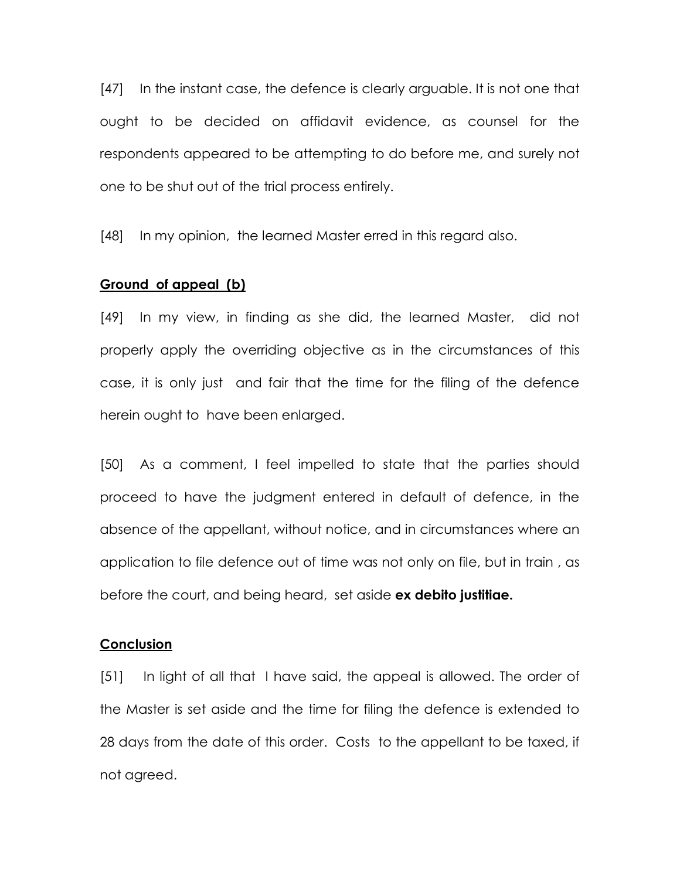[47] In the instant case, the defence is clearly arguable. It is not one that ought to be decided on affidavit evidence, as counsel for the respondents appeared to be attempting to do before me, and surely not one to be shut out of the trial process entirely.

[48] In my opinion, the learned Master erred in this regard also.

**Ground of appeal (b)**

[49] In my view, in finding as she did, the learned Master, did not properly apply the overriding objective as in the circumstances of this case, it is only just and fair that the time for the filing of the defence herein ought to have been enlarged.

[50] As a comment, I feel impelled to state that the parties should proceed to have the judgment entered in default of defence, in the absence of the appellant, without notice, and in circumstances where an application to file defence out of time was not only on file, but in train , as before the court, and being heard, set aside **ex debito justitiae.**

**Conclusion**

[51] In light of all that I have said, the appeal is allowed. The order of the Master is set aside and the time for filing the defence is extended to 28 days from the date of this order. Costs to the appellant to be taxed, if not agreed.